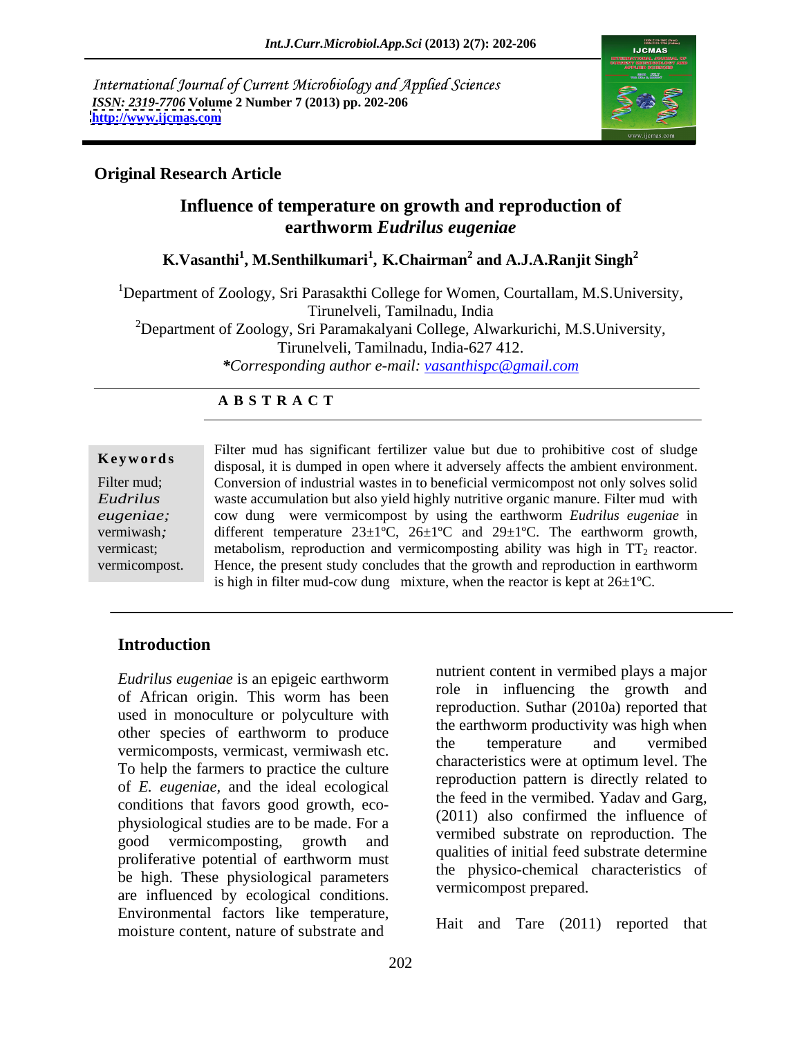International Journal of Current Microbiology and Applied Sciences
*ISSN: 2319-7706* **Volume 2 Number 7 (2013) pp. 202-206**
**http://www.ijcmas.com**

**Original Research Article**

# Influence of temperature on growth and reproduction of earthworm *Eudrilus eugeniae*

**K.Vasanthi[1], M.Senthilkumari[1], K.Chairman[2] and A.J.A.Ranjit Singh[2]**

[1]Department of Zoology, Sri Parasakthi College for Women, Courtallam, M.S.University, Tirunelveli, Tamilnadu, India

[2]Department of Zoology, Sri Paramakalyani College, Alwarkurichi, M.S.University, Tirunelveli, Tamilnadu, India-627 412.

***Corresponding author e-mail:** *vasanthispc@gmail.com*

## A B S T R A C T

**Keywords**

Filter mud; *Eudrilus eugeniae*; vermiwash; vermicast; vermicompost.

Filter mud has significant fertilizer value but due to prohibitive cost of sludge disposal, it is dumped in open where it adversely affects the ambient environment. Conversion of industrial wastes in to beneficial vermicompost not only solves solid waste accumulation but also yield highly nutritive organic manure. Filter mud with cow dung were vermicompost by using the earthworm *Eudrilus eugeniae* in different temperature 23±1ºC, 26±1ºC and 29±1ºC. The earthworm growth, metabolism, reproduction and vermicomposting ability was high in $TT_2$ reactor. Hence, the present study concludes that the growth and reproduction in earthworm is high in filter mud-cow dung mixture, when the reactor is kept at 26±1ºC.

## Introduction

*Eudrilus eugeniae* is an epigeic earthworm of African origin. This worm has been used in monoculture or polyculture with other species of earthworm to produce vermicomposts, vermicast, vermiwash etc. To help the farmers to practice the culture of *E. eugeniae*, and the ideal ecological conditions that favors good growth, eco-physiological studies are to be made. For a good vermicomposting, growth and proliferative potential of earthworm must be high. These physiological parameters are influenced by ecological conditions. Environmental factors like temperature, moisture content, nature of substrate and nutrient content in vermibed plays a major role in influencing the growth and reproduction. Suthar (2010a) reported that the earthworm productivity was high when the temperature and vermibed characteristics were at optimum level. The reproduction pattern is directly related to the feed in the vermibed. Yadav and Garg, (2011) also confirmed the influence of vermibed substrate on reproduction. The qualities of initial feed substrate determine the physico-chemical characteristics of vermicompost prepared.

Hait and Tare (2011) reported that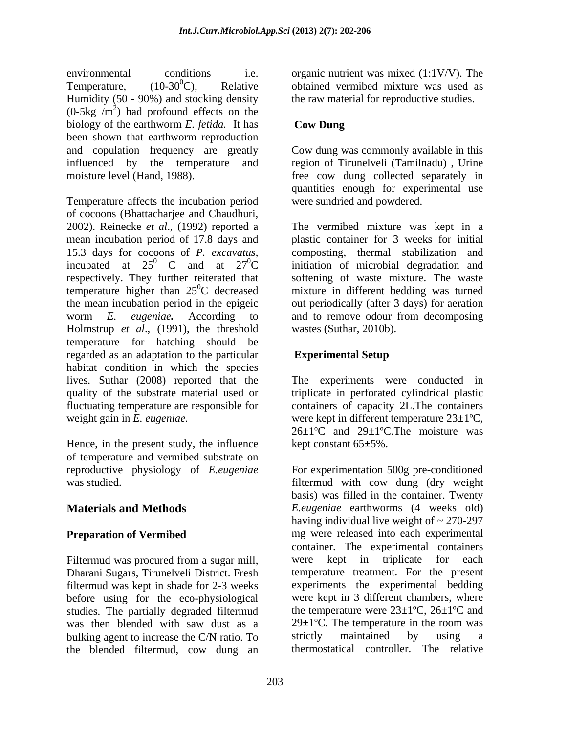environmental conditions i.e. Temperature, (10-30$^0$C), Relative Humidity (50 - 90%) and stocking density (0-5kg /m$^2$) had profound effects on the biology of the earthworm *E. fetida.* It has been shown that earthworm reproduction and copulation frequency are greatly influenced by the temperature and moisture level (Hand, 1988).

Temperature affects the incubation period of cocoons (Bhattacharjee and Chaudhuri, 2002). Reinecke *et al*., (1992) reported a mean incubation period of 17.8 days and 15.3 days for cocoons of *P. excavatus*, incubated at 25$^0$ C and at 27$^0$C respectively. They further reiterated that temperature higher than 25$^0$C decreased the mean incubation period in the epigeic worm *E. eugeniae.* According to Holmstrup *et al*., (1991), the threshold temperature for hatching should be regarded as an adaptation to the particular habitat condition in which the species lives. Suthar (2008) reported that the quality of the substrate material used or fluctuating temperature are responsible for weight gain in *E. eugeniae.*

Hence, in the present study, the influence of temperature and vermibed substrate on reproductive physiology of *E.eugeniae* was studied.

## Materials and Methods

### Preparation of Vermibed

Filtermud was procured from a sugar mill, Dharani Sugars, Tirunelveli District. Fresh filtermud was kept in shade for 2-3 weeks before using for the eco-physiological studies. The partially degraded filtermud was then blended with saw dust as a bulking agent to increase the C/N ratio. To the blended filtermud, cow dung an organic nutrient was mixed (1:1V/V). The obtained vermibed mixture was used as the raw material for reproductive studies.

### Cow Dung

Cow dung was commonly available in this region of Tirunelveli (Tamilnadu) , Urine free cow dung collected separately in quantities enough for experimental use were sundried and powdered.

The vermibed mixture was kept in a plastic container for 3 weeks for initial composting, thermal stabilization and initiation of microbial degradation and softening of waste mixture. The waste mixture in different bedding was turned out periodically (after 3 days) for aeration and to remove odour from decomposing wastes (Suthar, 2010b).

### Experimental Setup

The experiments were conducted in triplicate in perforated cylindrical plastic containers of capacity 2L.The containers were kept in different temperature 23±1ºC, 26±1ºC and 29±1ºC.The moisture was kept constant 65±5%.

For experimentation 500g pre-conditioned filtermud with cow dung (dry weight basis) was filled in the container. Twenty *E.eugeniae* earthworms (4 weeks old) having individual live weight of ~ 270-297 mg were released into each experimental container. The experimental containers were kept in triplicate for each temperature treatment. For the present experiments the experimental bedding were kept in 3 different chambers, where the temperature were 23±1ºC, 26±1ºC and 29±1ºC. The temperature in the room was strictly maintained by using a thermostatical controller. The relative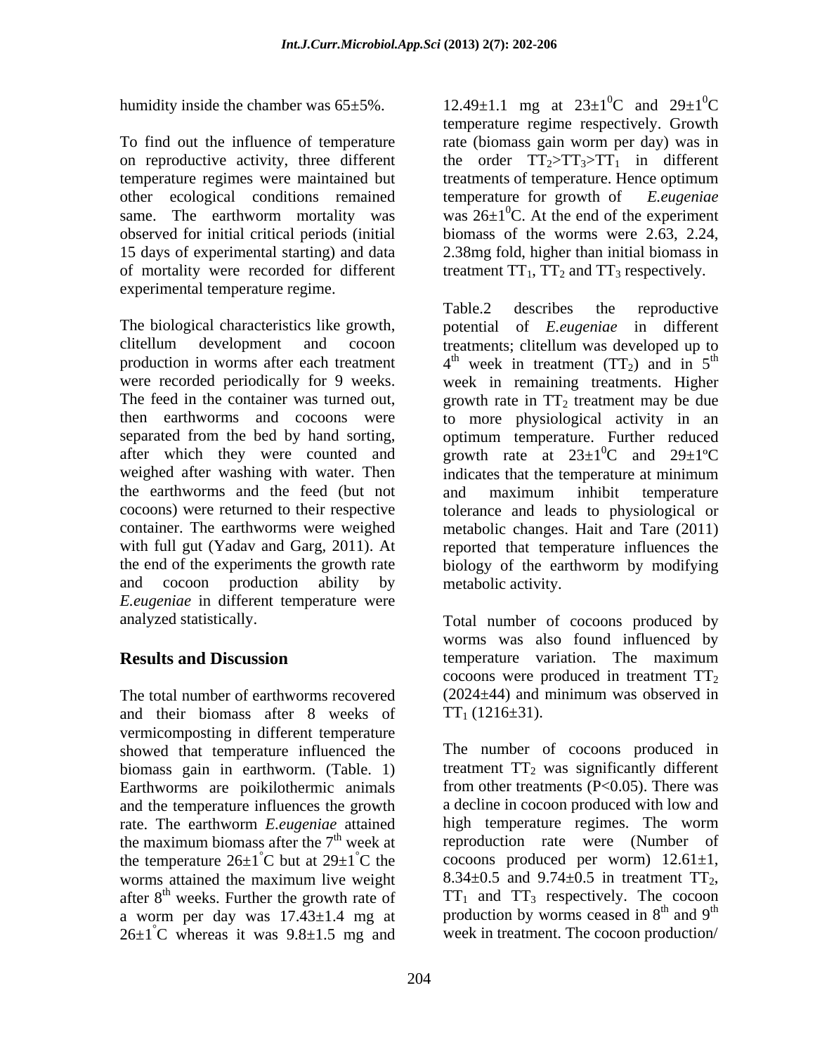humidity inside the chamber was 65±5%.

To find out the influence of temperature on reproductive activity, three different temperature regimes were maintained but other ecological conditions remained same. The earthworm mortality was observed for initial critical periods (initial 15 days of experimental starting) and data of mortality were recorded for different experimental temperature regime.

The biological characteristics like growth, clitellum development and cocoon production in worms after each treatment were recorded periodically for 9 weeks. The feed in the container was turned out, then earthworms and cocoons were separated from the bed by hand sorting, after which they were counted and weighed after washing with water. Then the earthworms and the feed (but not cocoons) were returned to their respective container. The earthworms were weighed with full gut (Yadav and Garg, 2011). At the end of the experiments the growth rate and cocoon production ability by *E.eugeniae* in different temperature were analyzed statistically.

## Results and Discussion

The total number of earthworms recovered and their biomass after 8 weeks of vermicomposting in different temperature showed that temperature influenced the biomass gain in earthworm. (Table. 1) Earthworms are poikilothermic animals and the temperature influences the growth rate. The earthworm *E.eugeniae* attained the maximum biomass after the $7^{th}$ week at the temperature $26\pm1^{\circ}C$ but at $29\pm1^{\circ}C$ the worms attained the maximum live weight after $8^{th}$ weeks. Further the growth rate of a worm per day was 17.43±1.4 mg at $26\pm1^{\circ}C$ whereas it was 9.8±1.5 mg and 12.49±1.1 mg at $23\pm1^{0}C$ and $29\pm1^{0}C$ temperature regime respectively. Growth rate (biomass gain worm per day) was in the order $TT_2 > TT_3 > TT_1$ in different treatments of temperature. Hence optimum temperature for growth of *E.eugeniae* was $26\pm1^{0}C$. At the end of the experiment biomass of the worms were 2.63, 2.24, 2.38mg fold, higher than initial biomass in treatment $TT_1$, $TT_2$ and $TT_3$ respectively.

Table.2 describes the reproductive potential of *E.eugeniae* in different treatments; clitellum was developed up to $4^{th}$ week in treatment ($TT_2$) and in $5^{th}$ week in remaining treatments. Higher growth rate in $TT_2$ treatment may be due to more physiological activity in an optimum temperature. Further reduced growth rate at $23\pm1^{0}C$ and $29\pm1^{\circ}C$ indicates that the temperature at minimum and maximum inhibit temperature tolerance and leads to physiological or metabolic changes. Hait and Tare (2011) reported that temperature influences the biology of the earthworm by modifying metabolic activity.

Total number of cocoons produced by worms was also found influenced by temperature variation. The maximum cocoons were produced in treatment $TT_2$ (2024±44) and minimum was observed in $TT_1$ (1216±31).

The number of cocoons produced in treatment $TT_2$ was significantly different from other treatments ($P<0.05$). There was a decline in cocoon produced with low and high temperature regimes. The worm reproduction rate were (Number of cocoons produced per worm) 12.61±1, 8.34±0.5 and 9.74±0.5 in treatment $TT_2$, $TT_1$ and $TT_3$ respectively. The cocoon production by worms ceased in $8^{th}$ and $9^{th}$ week in treatment. The cocoon production/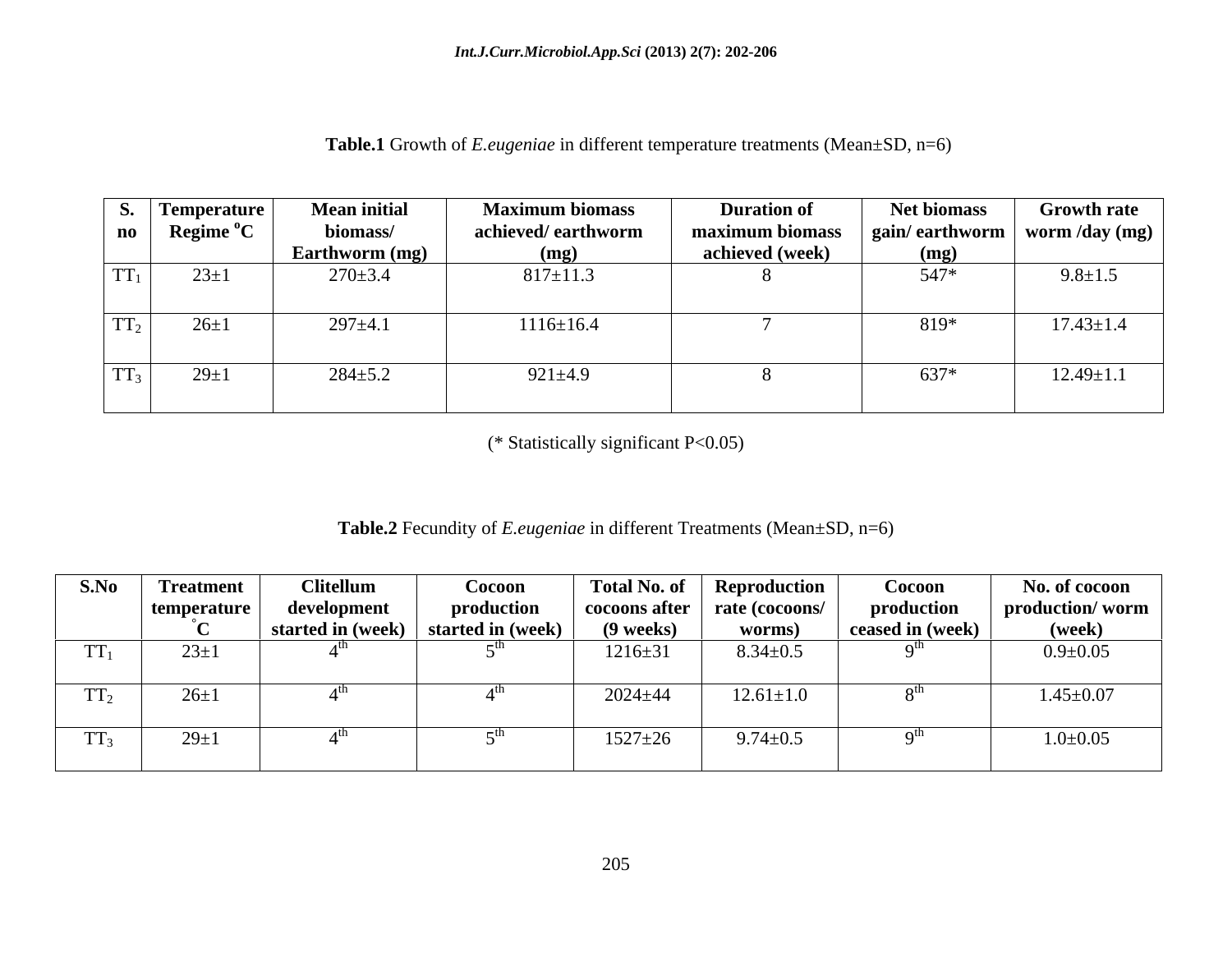**Table.1** Growth of *E.eugeniae* in different temperature treatments (Mean±SD, n=6)

| S. no | Temperature Regime °C | Mean initial biomass/ Earthworm (mg) | Maximum biomass achieved/ earthworm (mg) | Duration of maximum biomass achieved (week) | Net biomass gain/ earthworm (mg) | Growth rate worm /day (mg) |
|---|---|---|---|---|---|---|
| $TT_1$ | 23±1 | 270±3.4 | 817±11.3 | 8 | 547* | 9.8±1.5 |
| $TT_2$ | 26±1 | 297±4.1 | 1116±16.4 | 7 | 819* | 17.43±1.4 |
| $TT_3$ | 29±1 | 284±5.2 | 921±4.9 | 8 | 637* | 12.49±1.1 |

(* Statistically significant $P<0.05$)

**Table.2** Fecundity of *E.eugeniae* in different Treatments (Mean±SD, n=6)

| S.No | Treatment temperature °C | Clitellum development started in (week) | Cocoon production started in (week) | Total No. of cocoons after (9 weeks) | Reproduction rate (cocoons/ worms) | Cocoon production ceased in (week) | No. of cocoon production/ worm (week) |
|---|---|---|---|---|---|---|---|
| $TT_1$ | 23±1 | 4th | 5th | 1216±31 | 8.34±0.5 | 9th | 0.9±0.05 |
| $TT_2$ | 26±1 | 4th | 4th | 2024±44 | 12.61±1.0 | 8th | 1.45±0.07 |
| $TT_3$ | 29±1 | 4th | 5th | 1527±26 | 9.74±0.5 | 9th | 1.0±0.05 |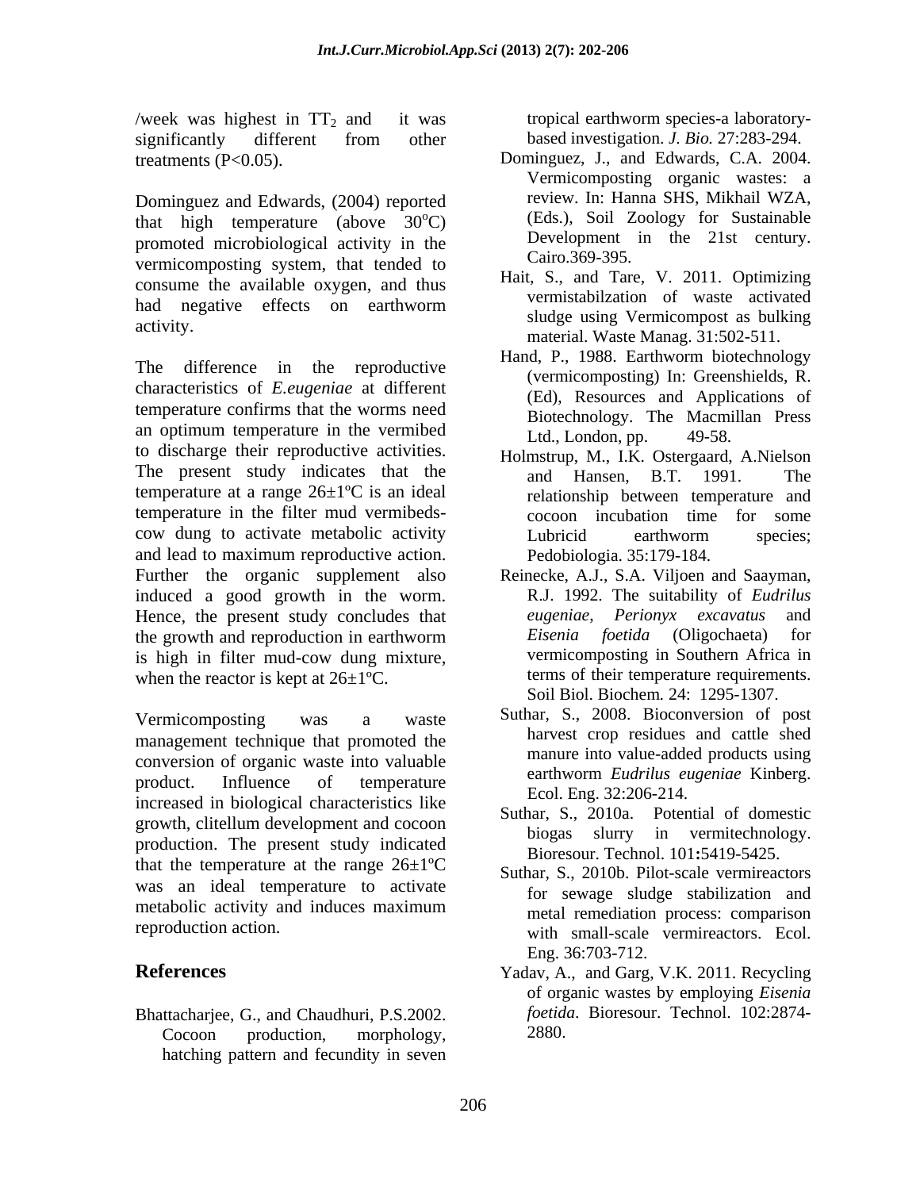/week was highest in $TT_2$ and it was significantly different from other treatments ($P<0.05$).

Dominguez and Edwards, (2004) reported that high temperature (above $30^oC$) promoted microbiological activity in the vermicomposting system, that tended to consume the available oxygen, and thus had negative effects on earthworm activity.

The difference in the reproductive characteristics of *E.eugeniae* at different temperature confirms that the worms need an optimum temperature in the vermibed to discharge their reproductive activities. The present study indicates that the temperature at a range 26±1ºC is an ideal temperature in the filter mud vermibeds-cow dung to activate metabolic activity and lead to maximum reproductive action. Further the organic supplement also induced a good growth in the worm. Hence, the present study concludes that the growth and reproduction in earthworm is high in filter mud-cow dung mixture, when the reactor is kept at 26±1ºC.

Vermicomposting was a waste management technique that promoted the conversion of organic waste into valuable product. Influence of temperature increased in biological characteristics like growth, clitellum development and cocoon production. The present study indicated that the temperature at the range 26±1ºC was an ideal temperature to activate metabolic activity and induces maximum reproduction action.

## References

Bhattacharjee, G., and Chaudhuri, P.S.2002. Cocoon production, morphology, hatching pattern and fecundity in seven tropical earthworm species-a laboratory-based investigation. *J. Bio.* 27:283-294.

Dominguez, J., and Edwards, C.A. 2004. Vermicomposting organic wastes: a review. In: Hanna SHS, Mikhail WZA, (Eds.), Soil Zoology for Sustainable Development in the 21st century. Cairo.369-395.

Hait, S., and Tare, V. 2011. Optimizing vermistabilzation of waste activated sludge using Vermicompost as bulking material. Waste Manag. 31:502-511.

Hand, P., 1988. Earthworm biotechnology (vermicomposting) In: Greenshields, R. (Ed), Resources and Applications of Biotechnology. The Macmillan Press Ltd., London, pp. 49-58.

Holmstrup, M., I.K. Ostergaard, A.Nielson and Hansen, B.T. 1991. The relationship between temperature and cocoon incubation time for some Lubricid earthworm species; Pedobiologia. 35:179-184.

Reinecke, A.J., S.A. Viljoen and Saayman, R.J. 1992. The suitability of *Eudrilus eugeniae*, *Perionyx excavatus* and *Eisenia foetida* (Oligochaeta) for vermicomposting in Southern Africa in terms of their temperature requirements. Soil Biol. Biochem. 24: 1295-1307.

Suthar, S., 2008. Bioconversion of post harvest crop residues and cattle shed manure into value-added products using earthworm *Eudrilus eugeniae* Kinberg. Ecol. Eng. 32:206-214.

Suthar, S., 2010a. Potential of domestic biogas slurry in vermitechnology. Bioresour. Technol. 101**:**5419-5425.

Suthar, S., 2010b. Pilot-scale vermireactors for sewage sludge stabilization and metal remediation process: comparison with small-scale vermireactors. Ecol. Eng. 36:703-712.

Yadav, A., and Garg, V.K. 2011. Recycling of organic wastes by employing *Eisenia foetida*. Bioresour. Technol. 102:2874-2880.